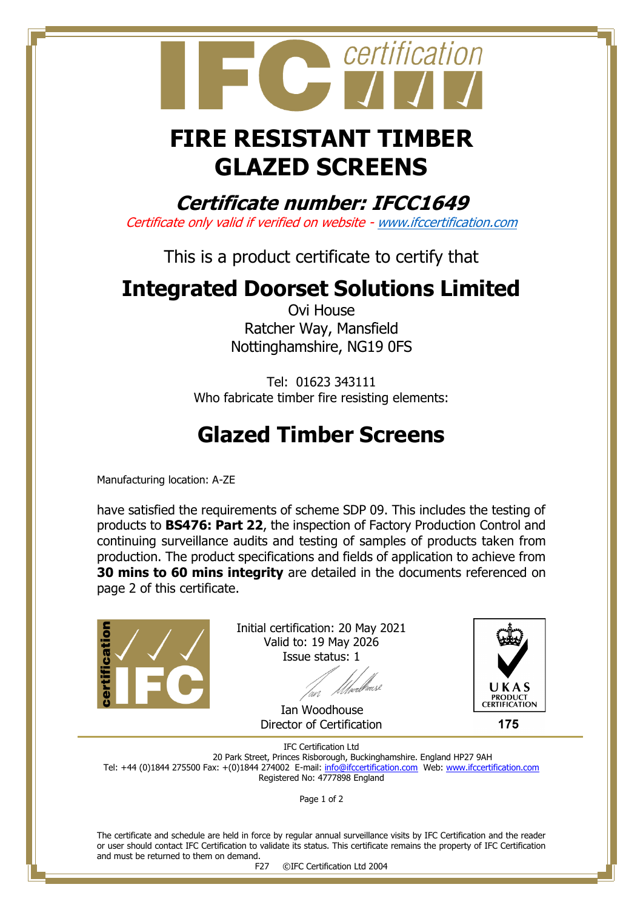# FIRE RESISTANT TIMBER GLAZED SCREENS

## *Certificate number: IFCC1649*

*Certificate only valid if verified on website - www.ifccertification.com*

This is a product certificate to certify that

## Integrated Doorset Solutions Limited

Ovi House
Ratcher Way, Mansfield
Nottinghamshire, NG19 0FS

Tel: 01623 343111
Who fabricate timber fire resisting elements:

## Glazed Timber Screens

Manufacturing location: A-ZE

have satisfied the requirements of scheme SDP 09. This includes the testing of products to **BS476: Part 22**, the inspection of Factory Production Control and continuing surveillance audits and testing of samples of products taken from production. The product specifications and fields of application to achieve from **30 mins to 60 mins integrity** are detailed in the documents referenced on page 2 of this certificate.

Initial certification: 20 May 2021
Valid to: 19 May 2026
Issue status: 1

Ian Woodhouse
Director of Certification

UKAS PRODUCT CERTIFICATION
175

IFC Certification Ltd
20 Park Street, Princes Risborough, Buckinghamshire. England HP27 9AH
Tel: +44 (0)1844 275500 Fax: +(0)1844 274002 E-mail: info@ifccertification.com Web: www.ifccertification.com
Registered No: 4777898 England

The certificate and schedule are held in force by regular annual surveillance visits by IFC Certification and the reader or user should contact IFC Certification to validate its status. This certificate remains the property of IFC Certification and must be returned to them on demand.

F27 ©IFC Certification Ltd 2004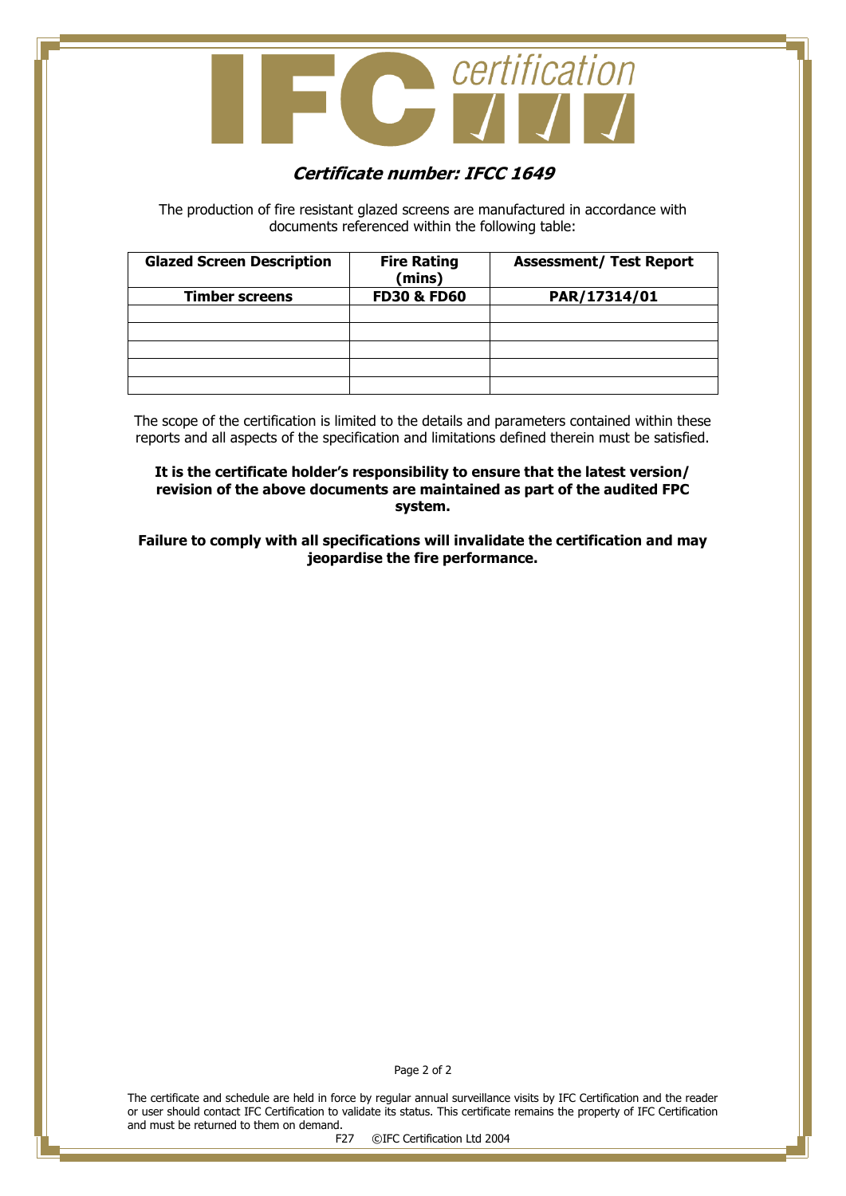***Certificate number: IFCC 1649***

The production of fire resistant glazed screens are manufactured in accordance with documents referenced within the following table:

| Glazed Screen Description | Fire Rating (mins) | Assessment/ Test Report |
|---|---|---|
| **Timber screens** | **FD30 & FD60** | **PAR/17314/01** |
| | | |
| | | |
| | | |
| | | |
| | | |

The scope of the certification is limited to the details and parameters contained within these reports and all aspects of the specification and limitations defined therein must be satisfied.

**It is the certificate holder's responsibility to ensure that the latest version/ revision of the above documents are maintained as part of the audited FPC system.**

**Failure to comply with all specifications will invalidate the certification and may jeopardise the fire performance.**

The certificate and schedule are held in force by regular annual surveillance visits by IFC Certification and the reader or user should contact IFC Certification to validate its status. This certificate remains the property of IFC Certification and must be returned to them on demand.

F27 ©IFC Certification Ltd 2004